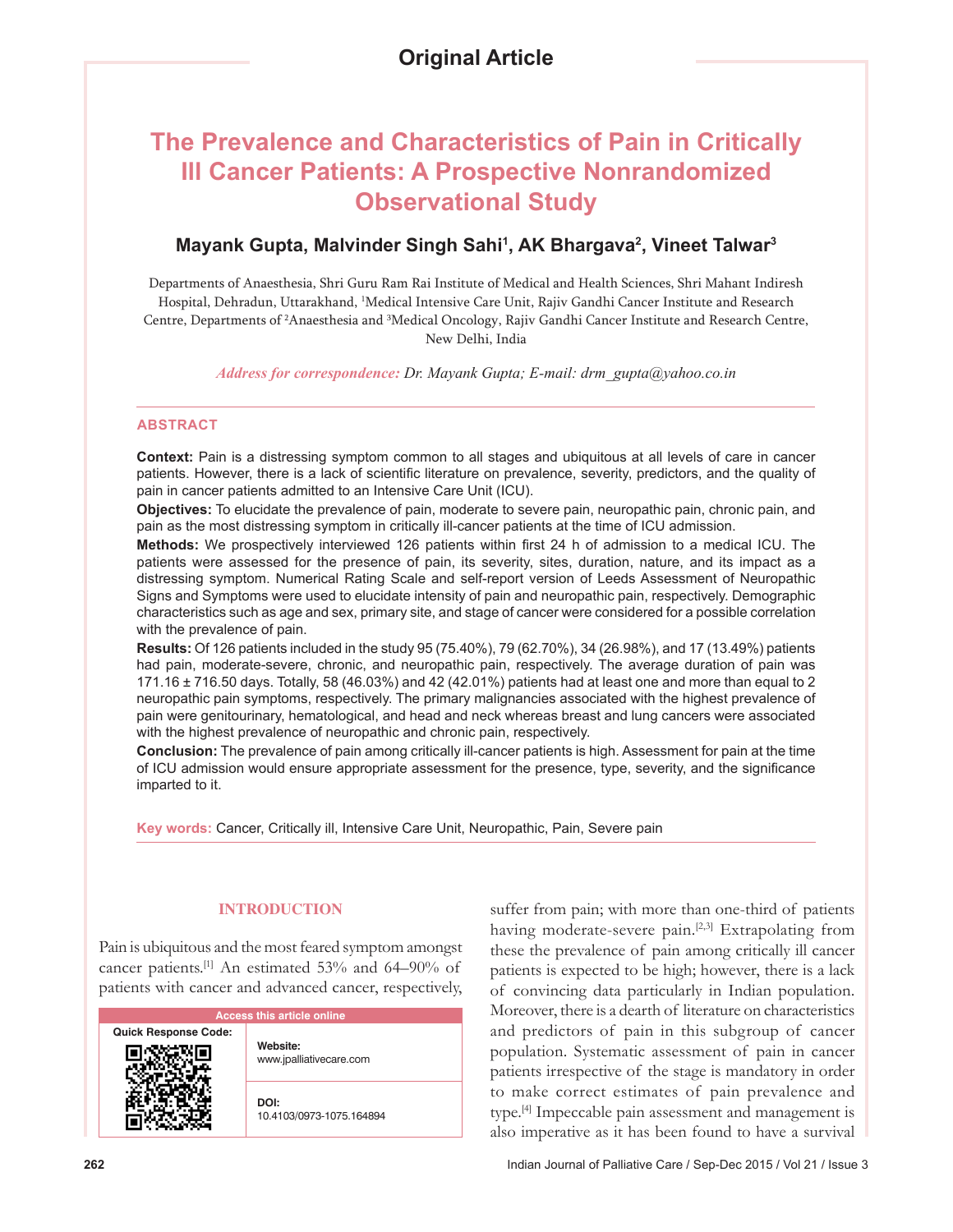Original Article

# The Prevalence and Characteristics of Pain in Critically Ill Cancer Patients: A Prospective Nonrandomized Observational Study

**Mayank Gupta, Malvinder Singh Sahi[1], AK Bhargava[2], Vineet Talwar[3]**

Departments of Anaesthesia, Shri Guru Ram Rai Institute of Medical and Health Sciences, Shri Mahant Indiresh Hospital, Dehradun, Uttarakhand, [1]Medical Intensive Care Unit, Rajiv Gandhi Cancer Institute and Research Centre, Departments of [2]Anaesthesia and [3]Medical Oncology, Rajiv Gandhi Cancer Institute and Research Centre, New Delhi, India

*Address for correspondence: Dr. Mayank Gupta; E-mail: drm_gupta@yahoo.co.in*

## ABSTRACT

**Context:** Pain is a distressing symptom common to all stages and ubiquitous at all levels of care in cancer patients. However, there is a lack of scientific literature on prevalence, severity, predictors, and the quality of pain in cancer patients admitted to an Intensive Care Unit (ICU).

**Objectives:** To elucidate the prevalence of pain, moderate to severe pain, neuropathic pain, chronic pain, and pain as the most distressing symptom in critically ill-cancer patients at the time of ICU admission.

**Methods:** We prospectively interviewed 126 patients within first 24 h of admission to a medical ICU. The patients were assessed for the presence of pain, its severity, sites, duration, nature, and its impact as a distressing symptom. Numerical Rating Scale and self-report version of Leeds Assessment of Neuropathic Signs and Symptoms were used to elucidate intensity of pain and neuropathic pain, respectively. Demographic characteristics such as age and sex, primary site, and stage of cancer were considered for a possible correlation with the prevalence of pain.

**Results:** Of 126 patients included in the study 95 (75.40%), 79 (62.70%), 34 (26.98%), and 17 (13.49%) patients had pain, moderate-severe, chronic, and neuropathic pain, respectively. The average duration of pain was 171.16 ± 716.50 days. Totally, 58 (46.03%) and 42 (42.01%) patients had at least one and more than equal to 2 neuropathic pain symptoms, respectively. The primary malignancies associated with the highest prevalence of pain were genitourinary, hematological, and head and neck whereas breast and lung cancers were associated with the highest prevalence of neuropathic and chronic pain, respectively.

**Conclusion:** The prevalence of pain among critically ill-cancer patients is high. Assessment for pain at the time of ICU admission would ensure appropriate assessment for the presence, type, severity, and the significance imparted to it.

**Key words:** Cancer, Critically ill, Intensive Care Unit, Neuropathic, Pain, Severe pain

| Access this article online | |
|---|---|
| Quick Response Code: | **Website:** www.jpalliativecare.com |
| | **DOI:** 10.4103/0973-1075.164894 |

## INTRODUCTION

Pain is ubiquitous and the most feared symptom amongst cancer patients.[1] An estimated 53% and 64–90% of patients with cancer and advanced cancer, respectively, suffer from pain; with more than one-third of patients having moderate-severe pain.[2,3] Extrapolating from these the prevalence of pain among critically ill cancer patients is expected to be high; however, there is a lack of convincing data particularly in Indian population. Moreover, there is a dearth of literature on characteristics and predictors of pain in this subgroup of cancer population. Systematic assessment of pain in cancer patients irrespective of the stage is mandatory in order to make correct estimates of pain prevalence and type.[4] Impeccable pain assessment and management is also imperative as it has been found to have a survival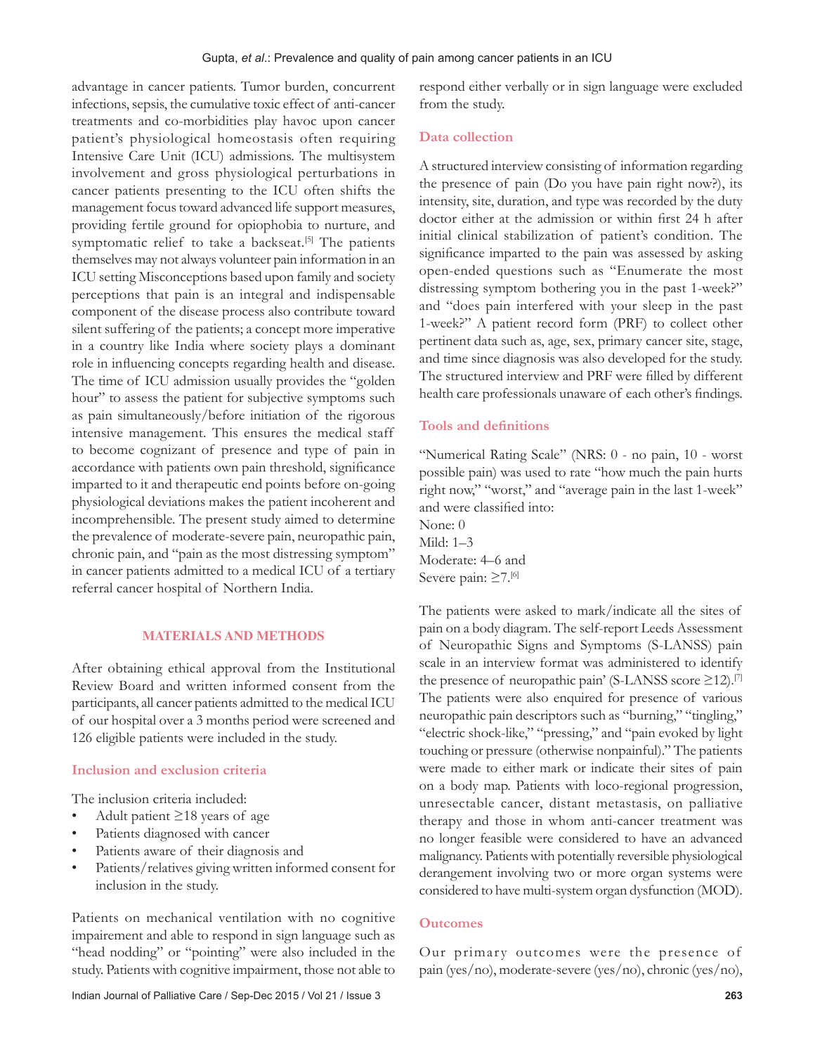advantage in cancer patients. Tumor burden, concurrent infections, sepsis, the cumulative toxic effect of anti-cancer treatments and co-morbidities play havoc upon cancer patient's physiological homeostasis often requiring Intensive Care Unit (ICU) admissions. The multisystem involvement and gross physiological perturbations in cancer patients presenting to the ICU often shifts the management focus toward advanced life support measures, providing fertile ground for opiophobia to nurture, and symptomatic relief to take a backseat.[5] The patients themselves may not always volunteer pain information in an ICU setting Misconceptions based upon family and society perceptions that pain is an integral and indispensable component of the disease process also contribute toward silent suffering of the patients; a concept more imperative in a country like India where society plays a dominant role in influencing concepts regarding health and disease. The time of ICU admission usually provides the "golden hour" to assess the patient for subjective symptoms such as pain simultaneously/before initiation of the rigorous intensive management. This ensures the medical staff to become cognizant of presence and type of pain in accordance with patients own pain threshold, significance imparted to it and therapeutic end points before on-going physiological deviations makes the patient incoherent and incomprehensible. The present study aimed to determine the prevalence of moderate-severe pain, neuropathic pain, chronic pain, and "pain as the most distressing symptom" in cancer patients admitted to a medical ICU of a tertiary referral cancer hospital of Northern India.

## MATERIALS AND METHODS

After obtaining ethical approval from the Institutional Review Board and written informed consent from the participants, all cancer patients admitted to the medical ICU of our hospital over a 3 months period were screened and 126 eligible patients were included in the study.

### Inclusion and exclusion criteria

The inclusion criteria included:

- Adult patient ≥18 years of age
- Patients diagnosed with cancer
- Patients aware of their diagnosis and
- Patients/relatives giving written informed consent for inclusion in the study.

Patients on mechanical ventilation with no cognitive impairement and able to respond in sign language such as "head nodding" or "pointing" were also included in the study. Patients with cognitive impairment, those not able to respond either verbally or in sign language were excluded from the study.

### Data collection

A structured interview consisting of information regarding the presence of pain (Do you have pain right now?), its intensity, site, duration, and type was recorded by the duty doctor either at the admission or within first 24 h after initial clinical stabilization of patient's condition. The significance imparted to the pain was assessed by asking open-ended questions such as "Enumerate the most distressing symptom bothering you in the past 1-week?" and "does pain interfered with your sleep in the past 1-week?" A patient record form (PRF) to collect other pertinent data such as, age, sex, primary cancer site, stage, and time since diagnosis was also developed for the study. The structured interview and PRF were filled by different health care professionals unaware of each other's findings.

### Tools and definitions

"Numerical Rating Scale" (NRS: 0 - no pain, 10 - worst possible pain) was used to rate "how much the pain hurts right now," "worst," and "average pain in the last 1-week" and were classified into:

None: 0
Mild: 1–3
Moderate: 4–6 and
Severe pain: ≥7.[6]

The patients were asked to mark/indicate all the sites of pain on a body diagram. The self-report Leeds Assessment of Neuropathic Signs and Symptoms (S-LANSS) pain scale in an interview format was administered to identify the presence of neuropathic pain' (S-LANSS score ≥12).[7] The patients were also enquired for presence of various neuropathic pain descriptors such as "burning," "tingling," "electric shock-like," "pressing," and "pain evoked by light touching or pressure (otherwise nonpainful)." The patients were made to either mark or indicate their sites of pain on a body map. Patients with loco-regional progression, unresectable cancer, distant metastasis, on palliative therapy and those in whom anti-cancer treatment was no longer feasible were considered to have an advanced malignancy. Patients with potentially reversible physiological derangement involving two or more organ systems were considered to have multi-system organ dysfunction (MOD).

### Outcomes

Our primary outcomes were the presence of pain (yes/no), moderate-severe (yes/no), chronic (yes/no),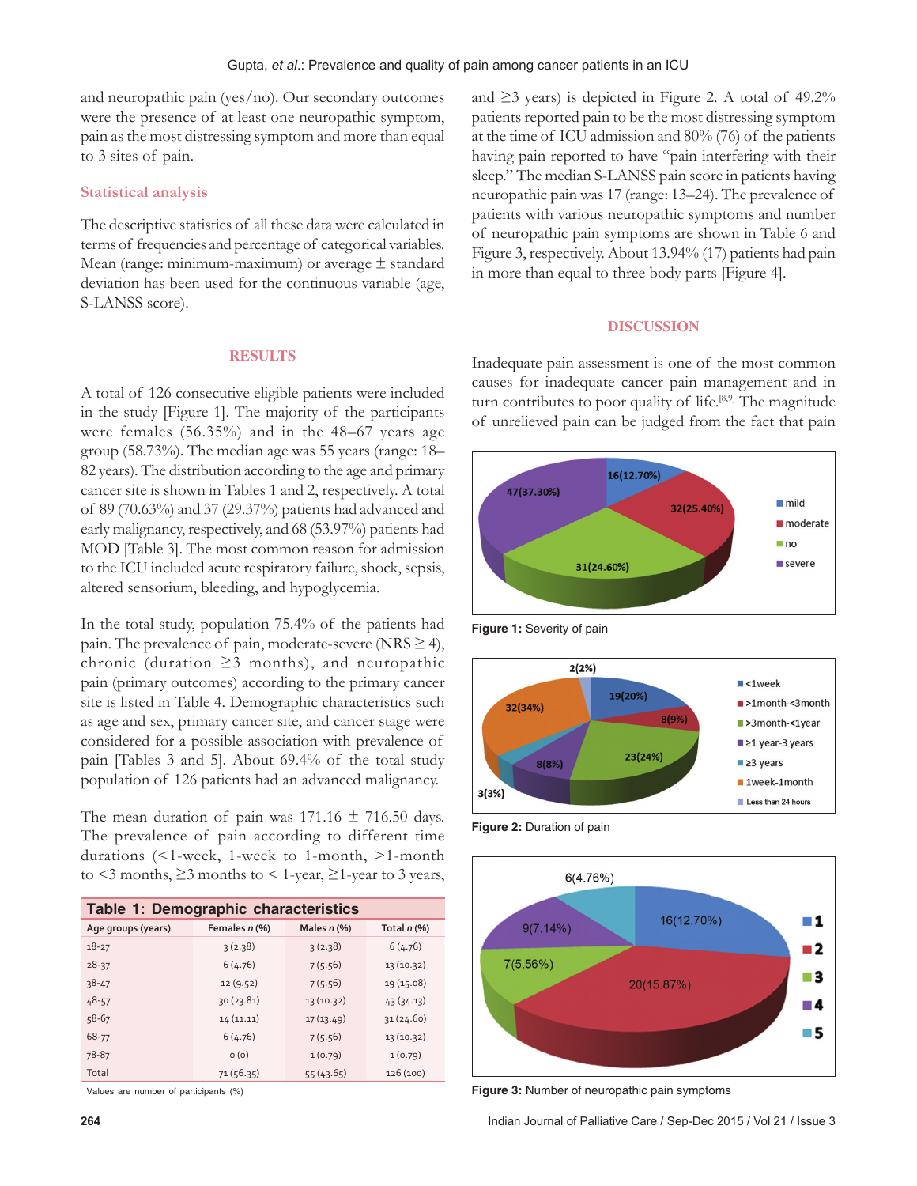and neuropathic pain (yes/no). Our secondary outcomes were the presence of at least one neuropathic symptom, pain as the most distressing symptom and more than equal to 3 sites of pain.

### Statistical analysis

The descriptive statistics of all these data were calculated in terms of frequencies and percentage of categorical variables. Mean (range: minimum-maximum) or average ± standard deviation has been used for the continuous variable (age, S-LANSS score).

## RESULTS

A total of 126 consecutive eligible patients were included in the study [Figure 1]. The majority of the participants were females (56.35%) and in the 48–67 years age group (58.73%). The median age was 55 years (range: 18–82 years). The distribution according to the age and primary cancer site is shown in Tables 1 and 2, respectively. A total of 89 (70.63%) and 37 (29.37%) patients had advanced and early malignancy, respectively, and 68 (53.97%) patients had MOD [Table 3]. The most common reason for admission to the ICU included acute respiratory failure, shock, sepsis, altered sensorium, bleeding, and hypoglycemia.

In the total study, population 75.4% of the patients had pain. The prevalence of pain, moderate-severe (NRS ≥ 4), chronic (duration ≥3 months), and neuropathic pain (primary outcomes) according to the primary cancer site is listed in Table 4. Demographic characteristics such as age and sex, primary cancer site, and cancer stage were considered for a possible association with prevalence of pain [Tables 3 and 5]. About 69.4% of the total study population of 126 patients had an advanced malignancy.

The mean duration of pain was 171.16 ± 716.50 days. The prevalence of pain according to different time durations (<1-week, 1-week to 1-month, >1-month to <3 months, ≥3 months to < 1-year, ≥1-year to 3 years, and ≥3 years) is depicted in Figure 2. A total of 49.2% patients reported pain to be the most distressing symptom at the time of ICU admission and 80% (76) of the patients having pain reported to have "pain interfering with their sleep." The median S-LANSS pain score in patients having neuropathic pain was 17 (range: 13–24). The prevalence of patients with various neuropathic symptoms and number of neuropathic pain symptoms are shown in Table 6 and Figure 3, respectively. About 13.94% (17) patients had pain in more than equal to three body parts [Figure 4].

**Table 1: Demographic characteristics**

| Age groups (years) | Females *n* (%) | Males *n* (%) | Total *n* (%) |
|---|---|---|---|
| 18-27 | 3 (2.38) | 3 (2.38) | 6 (4.76) |
| 28-37 | 6 (4.76) | 7 (5.56) | 13 (10.32) |
| 38-47 | 12 (9.52) | 7 (5.56) | 19 (15.08) |
| 48-57 | 30 (23.81) | 13 (10.32) | 43 (34.13) |
| 58-67 | 14 (11.11) | 17 (13.49) | 31 (24.60) |
| 68-77 | 6 (4.76) | 7 (5.56) | 13 (10.32) |
| 78-87 | 0 (0) | 1 (0.79) | 1 (0.79) |
| Total | 71 (56.35) | 55 (43.65) | 126 (100) |

Values are number of participants (%)

## DISCUSSION

Inadequate pain assessment is one of the most common causes for inadequate cancer pain management and in turn contributes to poor quality of life.[8,9] The magnitude of unrelieved pain can be judged from the fact that pain

Figure 1: Severity of pain

Figure 2: Duration of pain

Figure 3: Number of neuropathic pain symptoms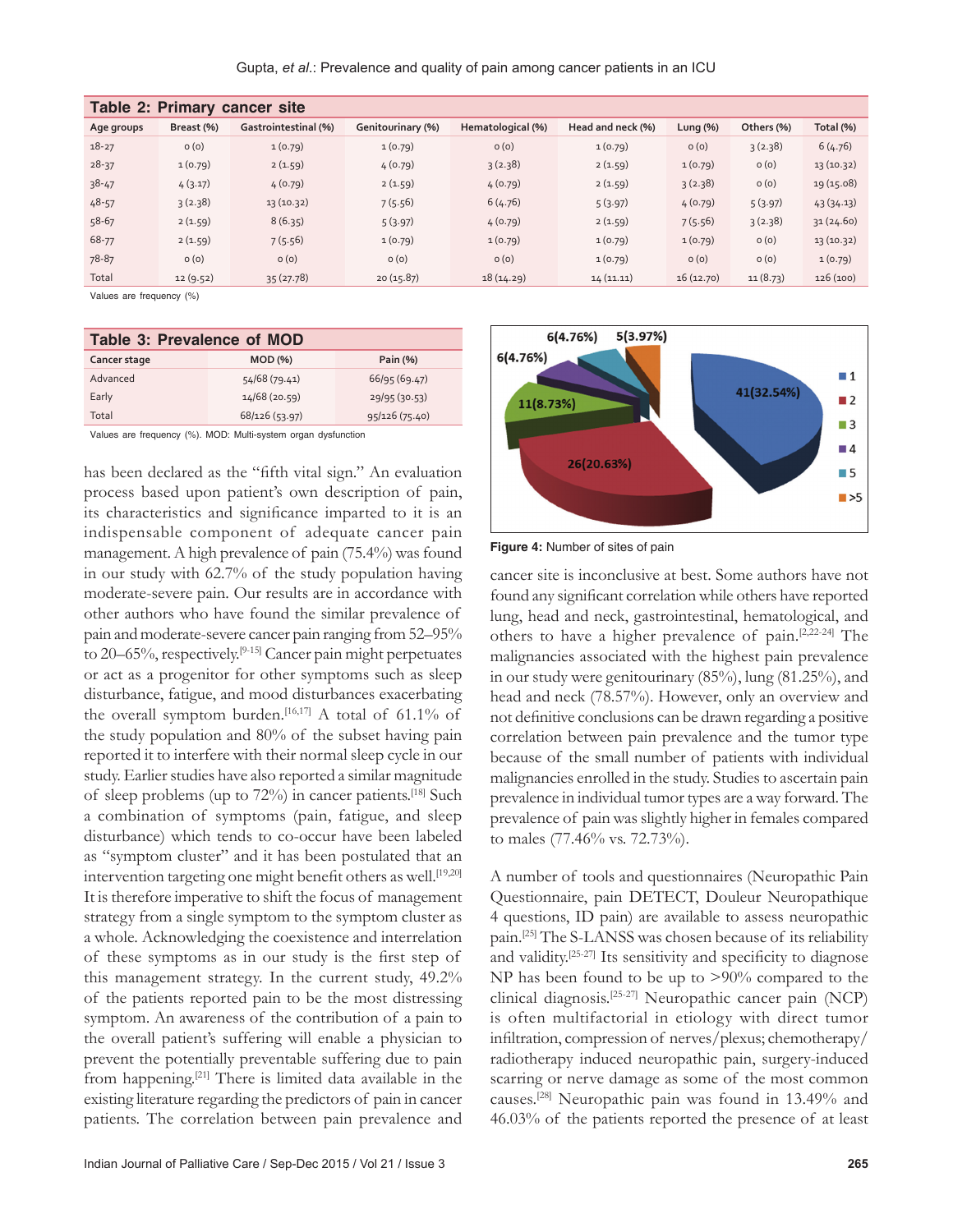**Table 2: Primary cancer site**

| Age groups | Breast (%) | Gastrointestinal (%) | Genitourinary (%) | Hematological (%) | Head and neck (%) | Lung (%) | Others (%) | Total (%) |
|---|---|---|---|---|---|---|---|---|
| 18-27 | 0 (0) | 1 (0.79) | 1 (0.79) | 0 (0) | 1 (0.79) | 0 (0) | 3 (2.38) | 6 (4.76) |
| 28-37 | 1 (0.79) | 2 (1.59) | 4 (0.79) | 3 (2.38) | 2 (1.59) | 1 (0.79) | 0 (0) | 13 (10.32) |
| 38-47 | 4 (3.17) | 4 (0.79) | 2 (1.59) | 4 (0.79) | 2 (1.59) | 3 (2.38) | 0 (0) | 19 (15.08) |
| 48-57 | 3 (2.38) | 13 (10.32) | 7 (5.56) | 6 (4.76) | 5 (3.97) | 4 (0.79) | 5 (3.97) | 43 (34.13) |
| 58-67 | 2 (1.59) | 8 (6.35) | 5 (3.97) | 4 (0.79) | 2 (1.59) | 7 (5.56) | 3 (2.38) | 31 (24.60) |
| 68-77 | 2 (1.59) | 7 (5.56) | 1 (0.79) | 1 (0.79) | 1 (0.79) | 1 (0.79) | 0 (0) | 13 (10.32) |
| 78-87 | 0 (0) | 0 (0) | 0 (0) | 0 (0) | 1 (0.79) | 0 (0) | 0 (0) | 1 (0.79) |
| Total | 12 (9.52) | 35 (27.78) | 20 (15.87) | 18 (14.29) | 14 (11.11) | 16 (12.70) | 11 (8.73) | 126 (100) |

Values are frequency (%)

**Table 3: Prevalence of MOD**

| Cancer stage | MOD (%) | Pain (%) |
|---|---|---|
| Advanced | 54/68 (79.41) | 66/95 (69.47) |
| Early | 14/68 (20.59) | 29/95 (30.53) |
| Total | 68/126 (53.97) | 95/126 (75.40) |

Values are frequency (%). MOD: Multi-system organ dysfunction

has been declared as the "fifth vital sign." An evaluation process based upon patient's own description of pain, its characteristics and significance imparted to it is an indispensable component of adequate cancer pain management. A high prevalence of pain (75.4%) was found in our study with 62.7% of the study population having moderate-severe pain. Our results are in accordance with other authors who have found the similar prevalence of pain and moderate-severe cancer pain ranging from 52–95% to 20–65%, respectively.[9-15] Cancer pain might perpetuates or act as a progenitor for other symptoms such as sleep disturbance, fatigue, and mood disturbances exacerbating the overall symptom burden.[16,17] A total of 61.1% of the study population and 80% of the subset having pain reported it to interfere with their normal sleep cycle in our study. Earlier studies have also reported a similar magnitude of sleep problems (up to 72%) in cancer patients.[18] Such a combination of symptoms (pain, fatigue, and sleep disturbance) which tends to co-occur have been labeled as "symptom cluster" and it has been postulated that an intervention targeting one might benefit others as well.[19,20] It is therefore imperative to shift the focus of management strategy from a single symptom to the symptom cluster as a whole. Acknowledging the coexistence and interrelation of these symptoms as in our study is the first step of this management strategy. In the current study, 49.2% of the patients reported pain to be the most distressing symptom. An awareness of the contribution of a pain to the overall patient's suffering will enable a physician to prevent the potentially preventable suffering due to pain from happening.[21] There is limited data available in the existing literature regarding the predictors of pain in cancer patients. The correlation between pain prevalence and

Figure 4: Number of sites of pain

cancer site is inconclusive at best. Some authors have not found any significant correlation while others have reported lung, head and neck, gastrointestinal, hematological, and others to have a higher prevalence of pain.[2,22-24] The malignancies associated with the highest pain prevalence in our study were genitourinary (85%), lung (81.25%), and head and neck (78.57%). However, only an overview and not definitive conclusions can be drawn regarding a positive correlation between pain prevalence and the tumor type because of the small number of patients with individual malignancies enrolled in the study. Studies to ascertain pain prevalence in individual tumor types are a way forward. The prevalence of pain was slightly higher in females compared to males (77.46% vs. 72.73%).

A number of tools and questionnaires (Neuropathic Pain Questionnaire, pain DETECT, Douleur Neuropathique 4 questions, ID pain) are available to assess neuropathic pain.[25] The S-LANSS was chosen because of its reliability and validity.[25-27] Its sensitivity and specificity to diagnose NP has been found to be up to >90% compared to the clinical diagnosis.[25-27] Neuropathic cancer pain (NCP) is often multifactorial in etiology with direct tumor infiltration, compression of nerves/plexus; chemotherapy/radiotherapy induced neuropathic pain, surgery-induced scarring or nerve damage as some of the most common causes.[28] Neuropathic pain was found in 13.49% and 46.03% of the patients reported the presence of at least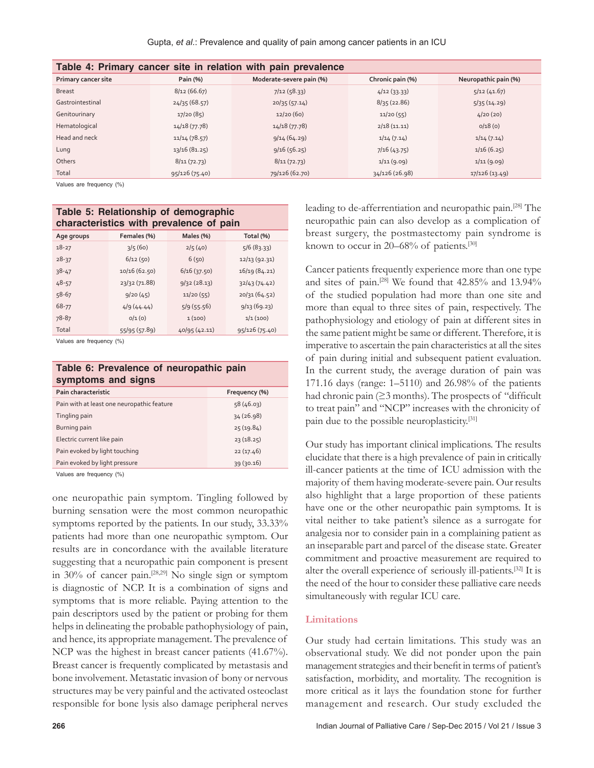**Table 4: Primary cancer site in relation with pain prevalence**

| Primary cancer site | Pain (%) | Moderate-severe pain (%) | Chronic pain (%) | Neuropathic pain (%) |
|---|---|---|---|---|
| Breast | 8/12 (66.67) | 7/12 (58.33) | 4/12 (33.33) | 5/12 (41.67) |
| Gastrointestinal | 24/35 (68.57) | 20/35 (57.14) | 8/35 (22.86) | 5/35 (14.29) |
| Genitourinary | 17/20 (85) | 12/20 (60) | 11/20 (55) | 4/20 (20) |
| Hematological | 14/18 (77.78) | 14/18 (77.78) | 2/18 (11.11) | 0/18 (0) |
| Head and neck | 11/14 (78.57) | 9/14 (64.29) | 1/14 (7.14) | 1/14 (7.14) |
| Lung | 13/16 (81.25) | 9/16 (56.25) | 7/16 (43.75) | 1/16 (6.25) |
| Others | 8/11 (72.73) | 8/11 (72.73) | 1/11 (9.09) | 1/11 (9.09) |
| Total | 95/126 (75.40) | 79/126 (62.70) | 34/126 (26.98) | 17/126 (13.49) |

Values are frequency (%)

**Table 5: Relationship of demographic characteristics with prevalence of pain**

| Age groups | Females (%) | Males (%) | Total (%) |
|---|---|---|---|
| 18-27 | 3/5 (60) | 2/5 (40) | 5/6 (83.33) |
| 28-37 | 6/12 (50) | 6 (50) | 12/13 (92.31) |
| 38-47 | 10/16 (62.50) | 6/16 (37.50) | 16/19 (84.21) |
| 48-57 | 23/32 (71.88) | 9/32 (28.13) | 32/43 (74.42) |
| 58-67 | 9/20 (45) | 11/20 (55) | 20/31 (64.52) |
| 68-77 | 4/9 (44.44) | 5/9 (55.56) | 9/13 (69.23) |
| 78-87 | 0/1 (0) | 1 (100) | 1/1 (100) |
| Total | 55/95 (57.89) | 40/95 (42.11) | 95/126 (75.40) |

Values are frequency (%)

**Table 6: Prevalence of neuropathic pain symptoms and signs**

| Pain characteristic | Frequency (%) |
|---|---|
| Pain with at least one neuropathic feature | 58 (46.03) |
| Tingling pain | 34 (26.98) |
| Burning pain | 25 (19.84) |
| Electric current like pain | 23 (18.25) |
| Pain evoked by light touching | 22 (17.46) |
| Pain evoked by light pressure | 39 (30.16) |

Values are frequency (%)

one neuropathic pain symptom. Tingling followed by burning sensation were the most common neuropathic symptoms reported by the patients. In our study, 33.33% patients had more than one neuropathic symptom. Our results are in concordance with the available literature suggesting that a neuropathic pain component is present in 30% of cancer pain.[28,29] No single sign or symptom is diagnostic of NCP. It is a combination of signs and symptoms that is more reliable. Paying attention to the pain descriptors used by the patient or probing for them helps in delineating the probable pathophysiology of pain, and hence, its appropriate management. The prevalence of NCP was the highest in breast cancer patients (41.67%). Breast cancer is frequently complicated by metastasis and bone involvement. Metastatic invasion of bony or nervous structures may be very painful and the activated osteoclast responsible for bone lysis also damage peripheral nerves leading to de-afferentiation and neuropathic pain.[28] The neuropathic pain can also develop as a complication of breast surgery, the postmastectomy pain syndrome is known to occur in 20–68% of patients.[30]

Cancer patients frequently experience more than one type and sites of pain.[28] We found that 42.85% and 13.94% of the studied population had more than one site and more than equal to three sites of pain, respectively. The pathophysiology and etiology of pain at different sites in the same patient might be same or different. Therefore, it is imperative to ascertain the pain characteristics at all the sites of pain during initial and subsequent patient evaluation. In the current study, the average duration of pain was 171.16 days (range: 1–5110) and 26.98% of the patients had chronic pain (≥3 months). The prospects of "difficult to treat pain" and "NCP" increases with the chronicity of pain due to the possible neuroplasticity.[31]

Our study has important clinical implications. The results elucidate that there is a high prevalence of pain in critically ill-cancer patients at the time of ICU admission with the majority of them having moderate-severe pain. Our results also highlight that a large proportion of these patients have one or the other neuropathic pain symptoms. It is vital neither to take patient's silence as a surrogate for analgesia nor to consider pain in a complaining patient as an inseparable part and parcel of the disease state. Greater commitment and proactive measurement are required to alter the overall experience of seriously ill-patients.[32] It is the need of the hour to consider these palliative care needs simultaneously with regular ICU care.

### Limitations

Our study had certain limitations. This study was an observational study. We did not ponder upon the pain management strategies and their benefit in terms of patient's satisfaction, morbidity, and mortality. The recognition is more critical as it lays the foundation stone for further management and research. Our study excluded the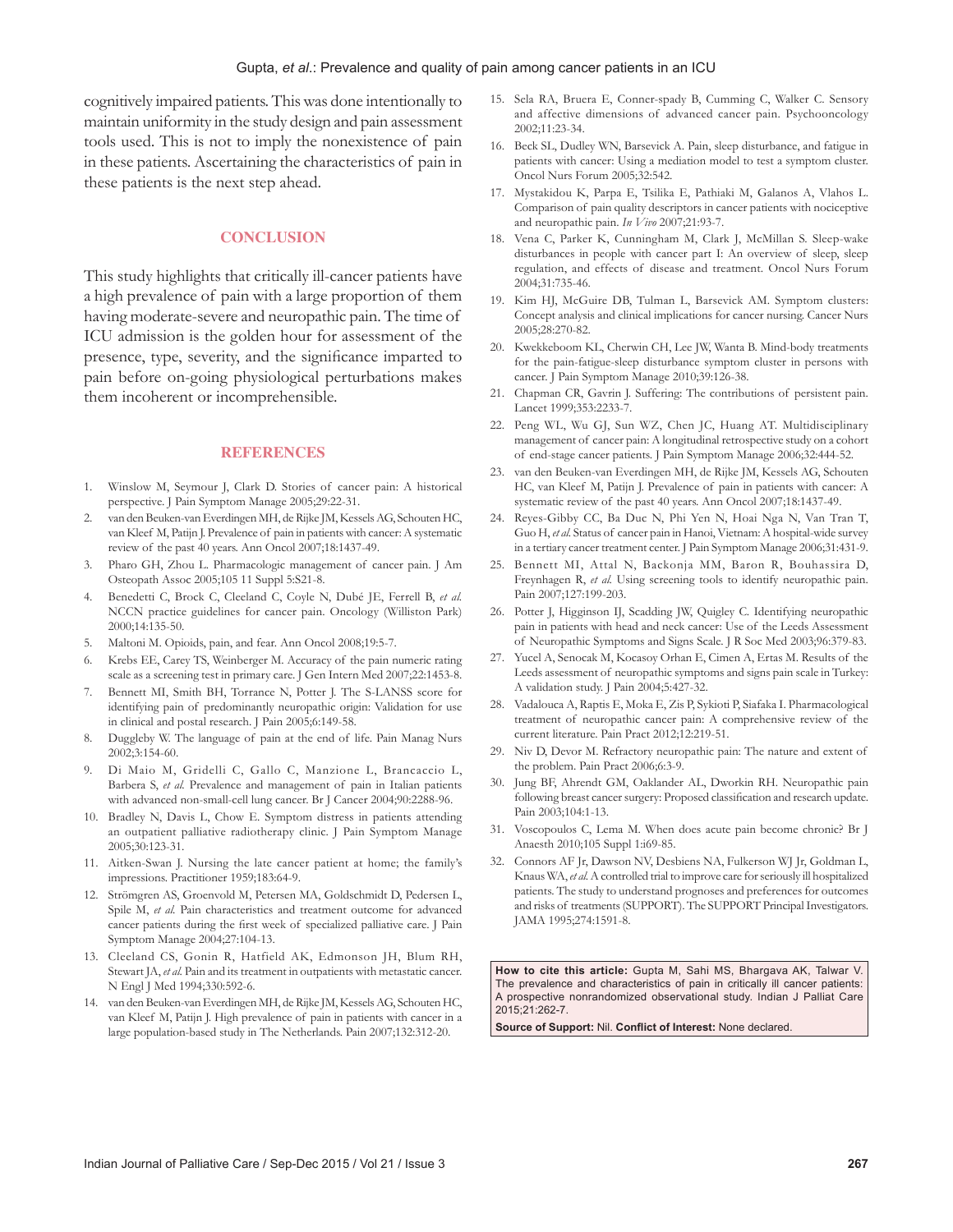cognitively impaired patients. This was done intentionally to maintain uniformity in the study design and pain assessment tools used. This is not to imply the nonexistence of pain in these patients. Ascertaining the characteristics of pain in these patients is the next step ahead.

## CONCLUSION

This study highlights that critically ill-cancer patients have a high prevalence of pain with a large proportion of them having moderate-severe and neuropathic pain. The time of ICU admission is the golden hour for assessment of the presence, type, severity, and the significance imparted to pain before on-going physiological perturbations makes them incoherent or incomprehensible.

## REFERENCES

1. Winslow M, Seymour J, Clark D. Stories of cancer pain: A historical perspective. J Pain Symptom Manage 2005;29:22-31.
2. van den Beuken-van Everdingen MH, de Rijke JM, Kessels AG, Schouten HC, van Kleef M, Patijn J. Prevalence of pain in patients with cancer: A systematic review of the past 40 years. Ann Oncol 2007;18:1437-49.
3. Pharo GH, Zhou L. Pharmacologic management of cancer pain. J Am Osteopath Assoc 2005;105 11 Suppl 5:S21-8.
4. Benedetti C, Brock C, Cleeland C, Coyle N, Dubé JE, Ferrell B, *et al.* NCCN practice guidelines for cancer pain. Oncology (Williston Park) 2000;14:135-50.
5. Maltoni M. Opioids, pain, and fear. Ann Oncol 2008;19:5-7.
6. Krebs EE, Carey TS, Weinberger M. Accuracy of the pain numeric rating scale as a screening test in primary care. J Gen Intern Med 2007;22:1453-8.
7. Bennett MI, Smith BH, Torrance N, Potter J. The S-LANSS score for identifying pain of predominantly neuropathic origin: Validation for use in clinical and postal research. J Pain 2005;6:149-58.
8. Duggleby W. The language of pain at the end of life. Pain Manag Nurs 2002;3:154-60.
9. Di Maio M, Gridelli C, Gallo C, Manzione L, Brancaccio L, Barbera S, *et al.* Prevalence and management of pain in Italian patients with advanced non-small-cell lung cancer. Br J Cancer 2004;90:2288-96.
10. Bradley N, Davis L, Chow E. Symptom distress in patients attending an outpatient palliative radiotherapy clinic. J Pain Symptom Manage 2005;30:123-31.
11. Aitken-Swan J. Nursing the late cancer patient at home; the family's impressions. Practitioner 1959;183:64-9.
12. Strömgren AS, Groenvold M, Petersen MA, Goldschmidt D, Pedersen L, Spile M, *et al.* Pain characteristics and treatment outcome for advanced cancer patients during the first week of specialized palliative care. J Pain Symptom Manage 2004;27:104-13.
13. Cleeland CS, Gonin R, Hatfield AK, Edmonson JH, Blum RH, Stewart JA, *et al.* Pain and its treatment in outpatients with metastatic cancer. N Engl J Med 1994;330:592-6.
14. van den Beuken-van Everdingen MH, de Rijke JM, Kessels AG, Schouten HC, van Kleef M, Patijn J. High prevalence of pain in patients with cancer in a large population-based study in The Netherlands. Pain 2007;132:312-20.
15. Sela RA, Bruera E, Conner-spady B, Cumming C, Walker C. Sensory and affective dimensions of advanced cancer pain. Psychooncology 2002;11:23-34.
16. Beck SL, Dudley WN, Barsevick A. Pain, sleep disturbance, and fatigue in patients with cancer: Using a mediation model to test a symptom cluster. Oncol Nurs Forum 2005;32:542.
17. Mystakidou K, Parpa E, Tsilika E, Pathiaki M, Galanos A, Vlahos L. Comparison of pain quality descriptors in cancer patients with nociceptive and neuropathic pain. *In Vivo* 2007;21:93-7.
18. Vena C, Parker K, Cunningham M, Clark J, McMillan S. Sleep-wake disturbances in people with cancer part I: An overview of sleep, sleep regulation, and effects of disease and treatment. Oncol Nurs Forum 2004;31:735-46.
19. Kim HJ, McGuire DB, Tulman L, Barsevick AM. Symptom clusters: Concept analysis and clinical implications for cancer nursing. Cancer Nurs 2005;28:270-82.
20. Kwekkeboom KL, Cherwin CH, Lee JW, Wanta B. Mind-body treatments for the pain-fatigue-sleep disturbance symptom cluster in persons with cancer. J Pain Symptom Manage 2010;39:126-38.
21. Chapman CR, Gavrin J. Suffering: The contributions of persistent pain. Lancet 1999;353:2233-7.
22. Peng WL, Wu GJ, Sun WZ, Chen JC, Huang AT. Multidisciplinary management of cancer pain: A longitudinal retrospective study on a cohort of end-stage cancer patients. J Pain Symptom Manage 2006;32:444-52.
23. van den Beuken-van Everdingen MH, de Rijke JM, Kessels AG, Schouten HC, van Kleef M, Patijn J. Prevalence of pain in patients with cancer: A systematic review of the past 40 years. Ann Oncol 2007;18:1437-49.
24. Reyes-Gibby CC, Ba Duc N, Phi Yen N, Hoai Nga N, Van Tran T, Guo H, *et al.* Status of cancer pain in Hanoi, Vietnam: A hospital-wide survey in a tertiary cancer treatment center. J Pain Symptom Manage 2006;31:431-9.
25. Bennett MI, Attal N, Backonja MM, Baron R, Bouhassira D, Freynhagen R, *et al.* Using screening tools to identify neuropathic pain. Pain 2007;127:199-203.
26. Potter J, Higginson IJ, Scadding JW, Quigley C. Identifying neuropathic pain in patients with head and neck cancer: Use of the Leeds Assessment of Neuropathic Symptoms and Signs Scale. J R Soc Med 2003;96:379-83.
27. Yucel A, Senocak M, Kocasoy Orhan E, Cimen A, Ertas M. Results of the Leeds assessment of neuropathic symptoms and signs pain scale in Turkey: A validation study. J Pain 2004;5:427-32.
28. Vadalouca A, Raptis E, Moka E, Zis P, Sykioti P, Siafaka I. Pharmacological treatment of neuropathic cancer pain: A comprehensive review of the current literature. Pain Pract 2012;12:219-51.
29. Niv D, Devor M. Refractory neuropathic pain: The nature and extent of the problem. Pain Pract 2006;6:3-9.
30. Jung BF, Ahrendt GM, Oaklander AL, Dworkin RH. Neuropathic pain following breast cancer surgery: Proposed classification and research update. Pain 2003;104:1-13.
31. Voscopoulos C, Lema M. When does acute pain become chronic? Br J Anaesth 2010;105 Suppl 1:i69-85.
32. Connors AF Jr, Dawson NV, Desbiens NA, Fulkerson WJ Jr, Goldman L, Knaus WA, *et al.* A controlled trial to improve care for seriously ill hospitalized patients. The study to understand prognoses and preferences for outcomes and risks of treatments (SUPPORT). The SUPPORT Principal Investigators. JAMA 1995;274:1591-8.

**How to cite this article:** Gupta M, Sahi MS, Bhargava AK, Talwar V. The prevalence and characteristics of pain in critically ill cancer patients: A prospective nonrandomized observational study. Indian J Palliat Care 2015;21:262-7.

**Source of Support:** Nil. **Conflict of Interest:** None declared.